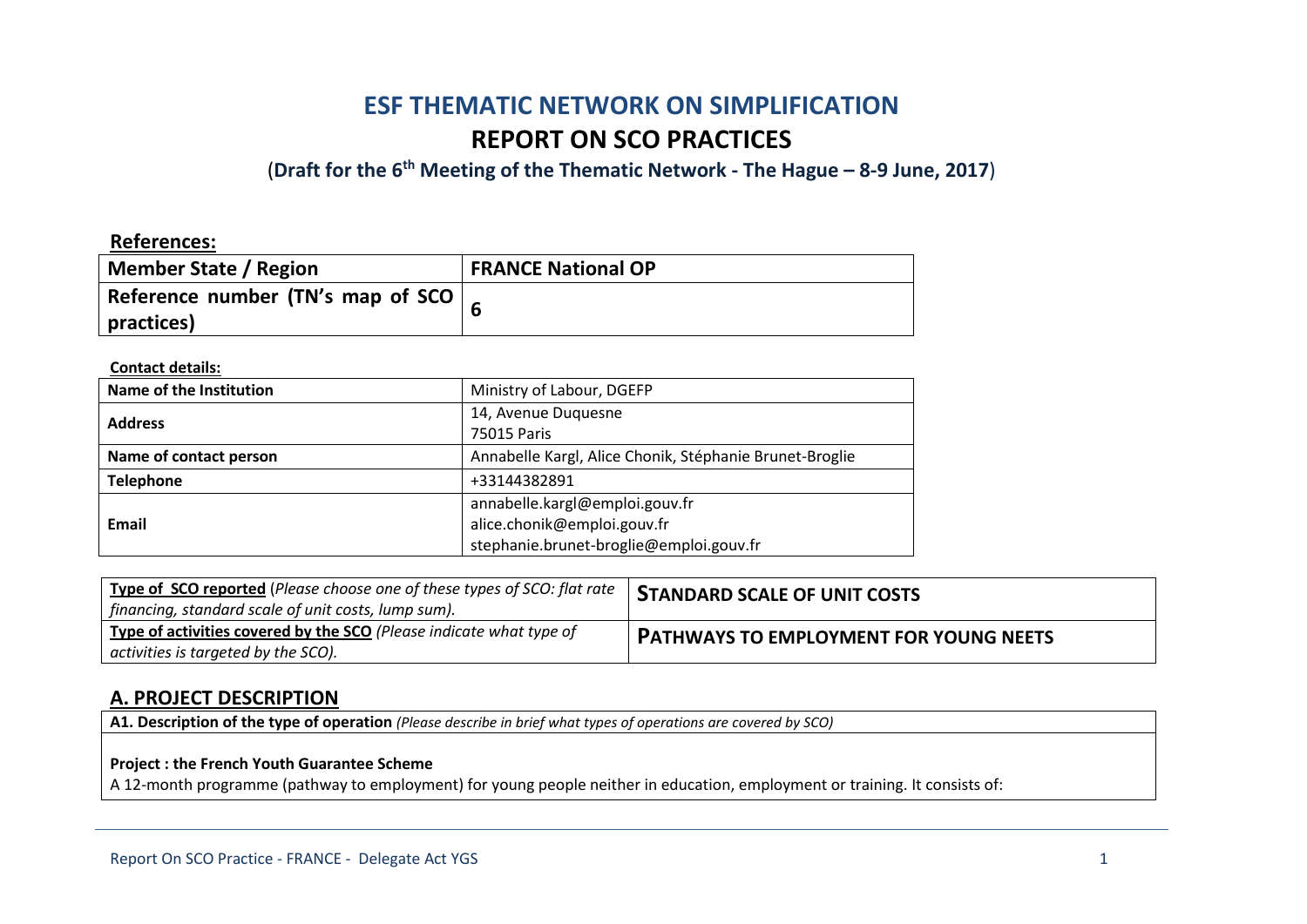# ESF THEMATIC NETWORK ON SIMPLIFICATION

# REPORT ON SCO PRACTICES

(**Draft for the 6th Meeting of the Thematic Network - The Hague – 8-9 June, 2017**)

**References:**

| Member State / Region | FRANCE National OP |
|---|---|
| Reference number (TN's map of SCO practices) | 6 |

**Contact details:**

| Name of the Institution | Ministry of Labour, DGEFP |
|---|---|
| Address | 14, Avenue Duquesne<br>75015 Paris |
| Name of contact person | Annabelle Kargl, Alice Chonik, Stéphanie Brunet-Broglie |
| Telephone | +33144382891 |
| Email | annabelle.kargl@emploi.gouv.fr<br>alice.chonik@emploi.gouv.fr<br>stephanie.brunet-broglie@emploi.gouv.fr |

| <u>Type of SCO reported</u> (*Please choose one of these types of SCO: flat rate financing, standard scale of unit costs, lump sum).* | **STANDARD SCALE OF UNIT COSTS** |
|---|---|
| <u>Type of activities covered by the SCO</u> *(Please indicate what type of activities is targeted by the SCO).* | **PATHWAYS TO EMPLOYMENT FOR YOUNG NEETS** |

## A. PROJECT DESCRIPTION

**A1. Description of the type of operation** *(Please describe in brief what types of operations are covered by SCO)*

**Project : the French Youth Guarantee Scheme**

A 12-month programme (pathway to employment) for young people neither in education, employment or training. It consists of: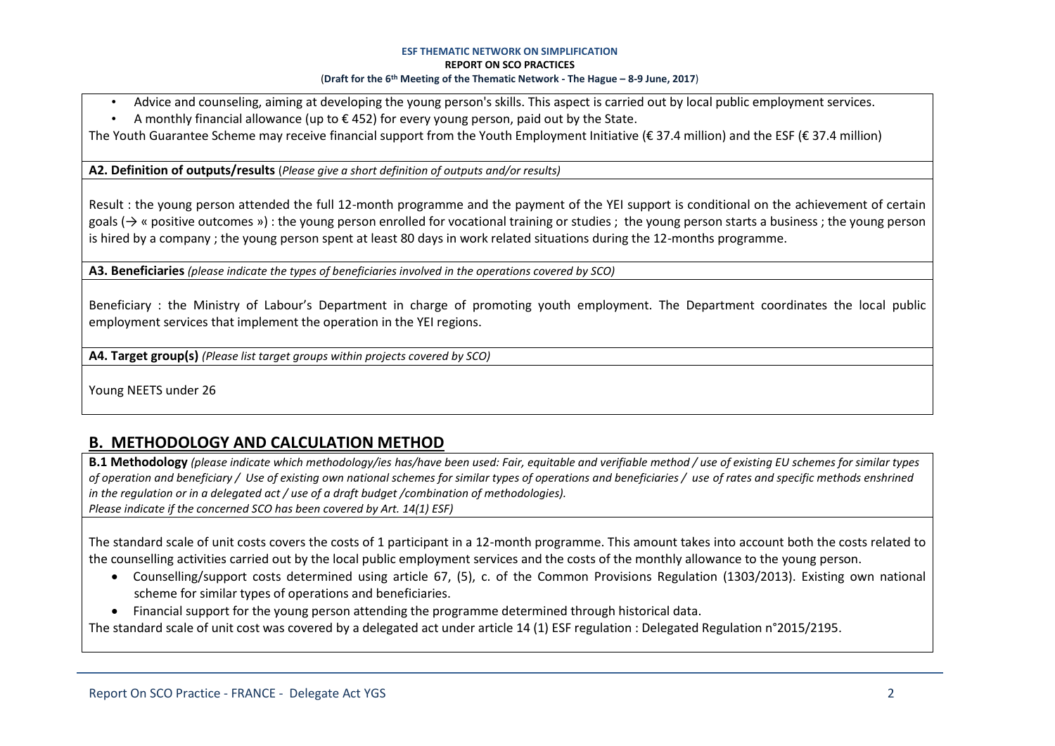- Advice and counseling, aiming at developing the young person's skills. This aspect is carried out by local public employment services.
- A monthly financial allowance (up to € 452) for every young person, paid out by the State.

The Youth Guarantee Scheme may receive financial support from the Youth Employment Initiative (€ 37.4 million) and the ESF (€ 37.4 million)

**A2. Definition of outputs/results** (*Please give a short definition of outputs and/or results)*

Result : the young person attended the full 12-month programme and the payment of the YEI support is conditional on the achievement of certain goals (→ « positive outcomes ») : the young person enrolled for vocational training or studies ; the young person starts a business ; the young person is hired by a company ; the young person spent at least 80 days in work related situations during the 12-months programme.

**A3. Beneficiaries** *(please indicate the types of beneficiaries involved in the operations covered by SCO)*

Beneficiary : the Ministry of Labour's Department in charge of promoting youth employment. The Department coordinates the local public employment services that implement the operation in the YEI regions.

**A4. Target group(s)** *(Please list target groups within projects covered by SCO)*

Young NEETS under 26

## B. METHODOLOGY AND CALCULATION METHOD

**B.1 Methodology** *(please indicate which methodology/ies has/have been used: Fair, equitable and verifiable method / use of existing EU schemes for similar types of operation and beneficiary / Use of existing own national schemes for similar types of operations and beneficiaries / use of rates and specific methods enshrined in the regulation or in a delegated act / use of a draft budget /combination of methodologies).*
*Please indicate if the concerned SCO has been covered by Art. 14(1) ESF)*

The standard scale of unit costs covers the costs of 1 participant in a 12-month programme. This amount takes into account both the costs related to the counselling activities carried out by the local public employment services and the costs of the monthly allowance to the young person.

- Counselling/support costs determined using article 67, (5), c. of the Common Provisions Regulation (1303/2013). Existing own national scheme for similar types of operations and beneficiaries.
- Financial support for the young person attending the programme determined through historical data.

The standard scale of unit cost was covered by a delegated act under article 14 (1) ESF regulation : Delegated Regulation n°2015/2195.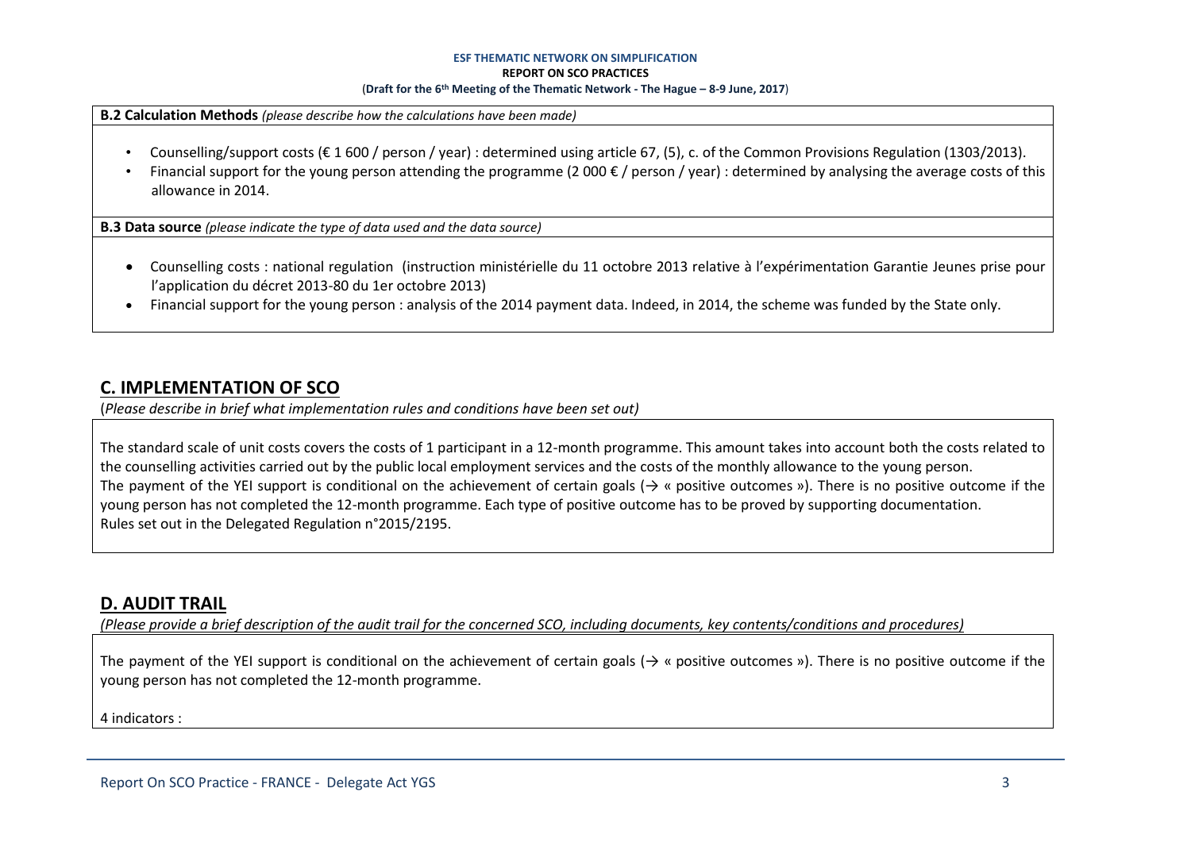**B.2 Calculation Methods** *(please describe how the calculations have been made)*

- Counselling/support costs (€ 1 600 / person / year) : determined using article 67, (5), c. of the Common Provisions Regulation (1303/2013).
- Financial support for the young person attending the programme (2 000 € / person / year) : determined by analysing the average costs of this allowance in 2014.

**B.3 Data source** *(please indicate the type of data used and the data source)*

- Counselling costs : national regulation (instruction ministérielle du 11 octobre 2013 relative à l'expérimentation Garantie Jeunes prise pour l'application du décret 2013-80 du 1er octobre 2013)
- Financial support for the young person : analysis of the 2014 payment data. Indeed, in 2014, the scheme was funded by the State only.

## C. IMPLEMENTATION OF SCO

(*Please describe in brief what implementation rules and conditions have been set out)*

The standard scale of unit costs covers the costs of 1 participant in a 12-month programme. This amount takes into account both the costs related to the counselling activities carried out by the public local employment services and the costs of the monthly allowance to the young person.
The payment of the YEI support is conditional on the achievement of certain goals (→ « positive outcomes »). There is no positive outcome if the young person has not completed the 12-month programme. Each type of positive outcome has to be proved by supporting documentation.
Rules set out in the Delegated Regulation n°2015/2195.

## D. AUDIT TRAIL

*(Please provide a brief description of the audit trail for the concerned SCO, including documents, key contents/conditions and procedures)*

The payment of the YEI support is conditional on the achievement of certain goals (→ « positive outcomes »). There is no positive outcome if the young person has not completed the 12-month programme.

4 indicators :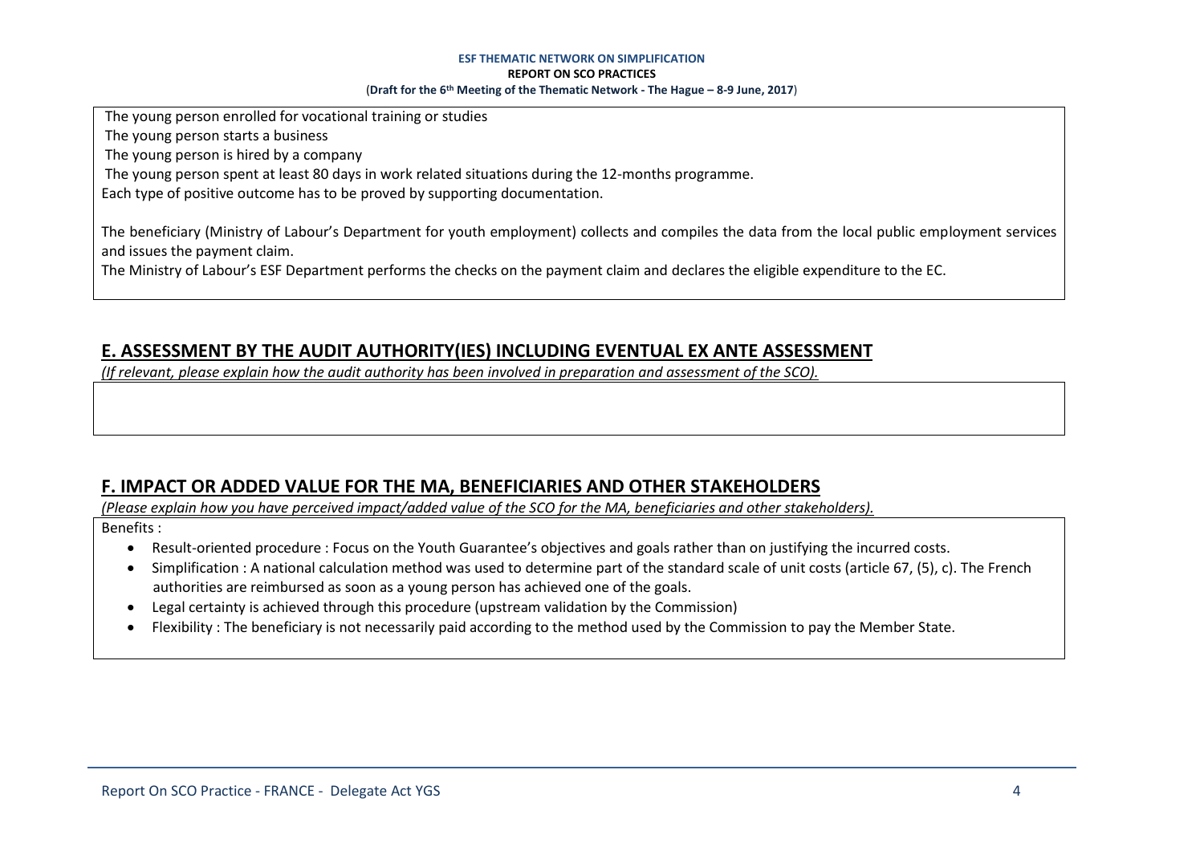The young person enrolled for vocational training or studies

The young person starts a business

The young person is hired by a company

The young person spent at least 80 days in work related situations during the 12-months programme.

Each type of positive outcome has to be proved by supporting documentation.

The beneficiary (Ministry of Labour's Department for youth employment) collects and compiles the data from the local public employment services and issues the payment claim.

The Ministry of Labour's ESF Department performs the checks on the payment claim and declares the eligible expenditure to the EC.

## E. ASSESSMENT BY THE AUDIT AUTHORITY(IES) INCLUDING EVENTUAL EX ANTE ASSESSMENT

*(If relevant, please explain how the audit authority has been involved in preparation and assessment of the SCO).*

## F. IMPACT OR ADDED VALUE FOR THE MA, BENEFICIARIES AND OTHER STAKEHOLDERS

*(Please explain how you have perceived impact/added value of the SCO for the MA, beneficiaries and other stakeholders).*

Benefits :

- Result-oriented procedure : Focus on the Youth Guarantee's objectives and goals rather than on justifying the incurred costs.
- Simplification : A national calculation method was used to determine part of the standard scale of unit costs (article 67, (5), c). The French authorities are reimbursed as soon as a young person has achieved one of the goals.
- Legal certainty is achieved through this procedure (upstream validation by the Commission)
- Flexibility : The beneficiary is not necessarily paid according to the method used by the Commission to pay the Member State.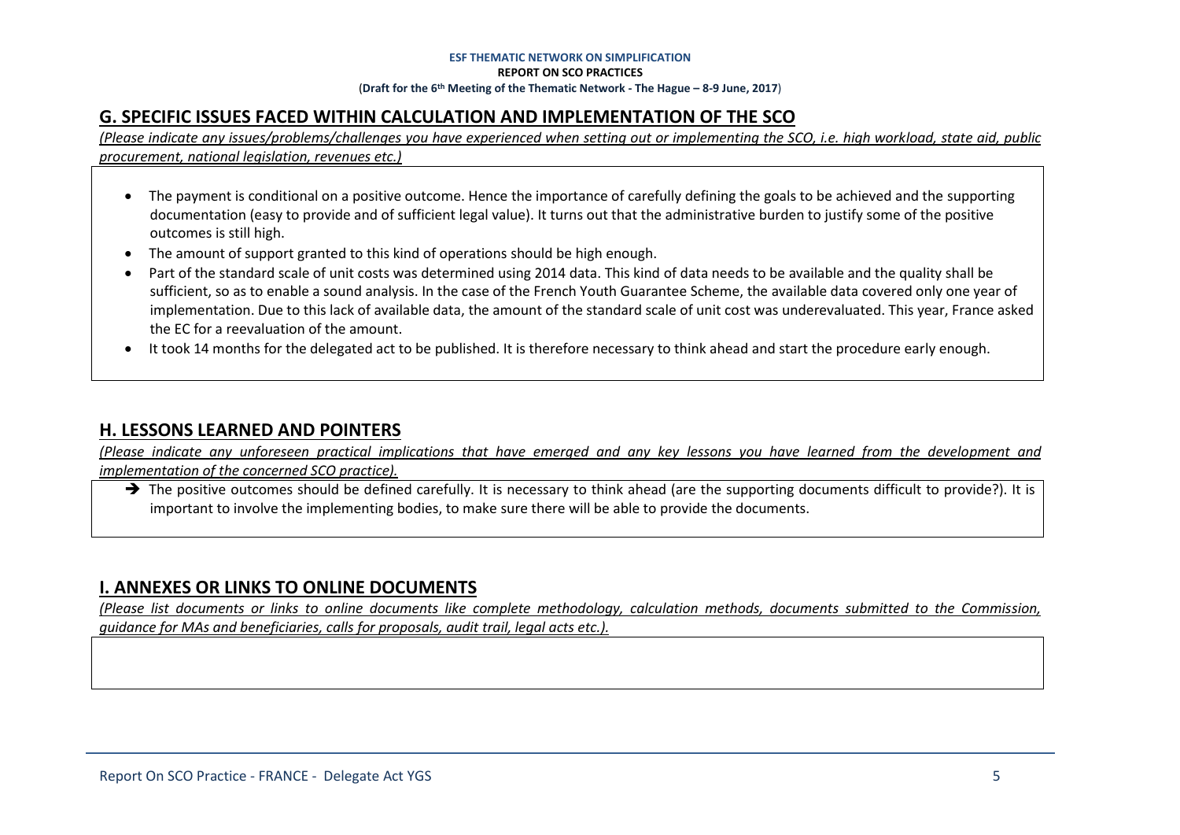## G. SPECIFIC ISSUES FACED WITHIN CALCULATION AND IMPLEMENTATION OF THE SCO

*(Please indicate any issues/problems/challenges you have experienced when setting out or implementing the SCO, i.e. high workload, state aid, public procurement, national legislation, revenues etc.)*

- The payment is conditional on a positive outcome. Hence the importance of carefully defining the goals to be achieved and the supporting documentation (easy to provide and of sufficient legal value). It turns out that the administrative burden to justify some of the positive outcomes is still high.
- The amount of support granted to this kind of operations should be high enough.
- Part of the standard scale of unit costs was determined using 2014 data. This kind of data needs to be available and the quality shall be sufficient, so as to enable a sound analysis. In the case of the French Youth Guarantee Scheme, the available data covered only one year of implementation. Due to this lack of available data, the amount of the standard scale of unit cost was underevaluated. This year, France asked the EC for a reevaluation of the amount.
- It took 14 months for the delegated act to be published. It is therefore necessary to think ahead and start the procedure early enough.

## H. LESSONS LEARNED AND POINTERS

*(Please indicate any unforeseen practical implications that have emerged and any key lessons you have learned from the development and implementation of the concerned SCO practice).*

➔ The positive outcomes should be defined carefully. It is necessary to think ahead (are the supporting documents difficult to provide?). It is important to involve the implementing bodies, to make sure there will be able to provide the documents.

## I. ANNEXES OR LINKS TO ONLINE DOCUMENTS

*(Please list documents or links to online documents like complete methodology, calculation methods, documents submitted to the Commission, guidance for MAs and beneficiaries, calls for proposals, audit trail, legal acts etc.).*